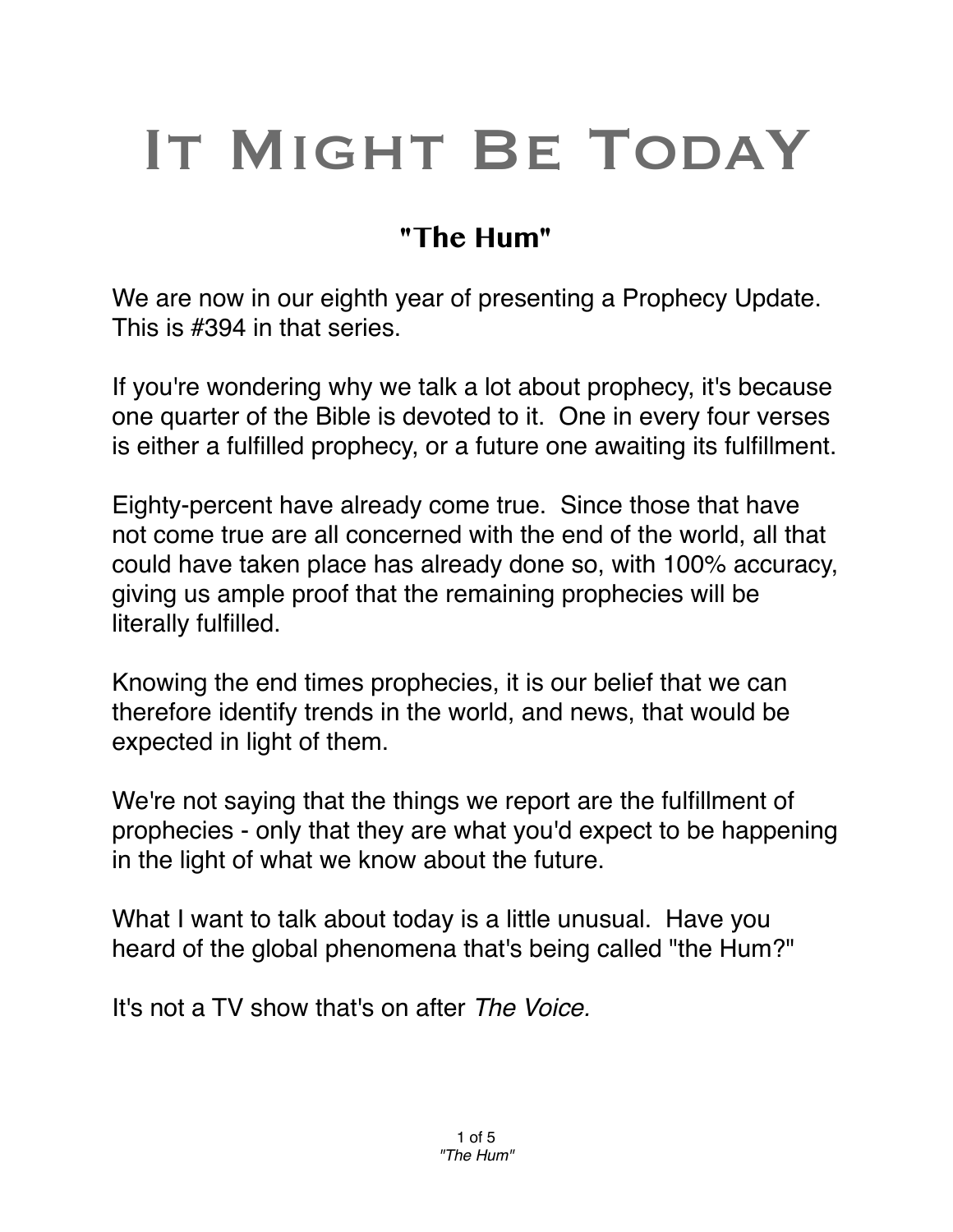# It Might Be Today

## "The Hum"

We are now in our eighth year of presenting a Prophecy Update. This is #394 in that series.

If you're wondering why we talk a lot about prophecy, it's because one quarter of the Bible is devoted to it. One in every four verses is either a fulfilled prophecy, or a future one awaiting its fulfillment.

Eighty-percent have already come true. Since those that have not come true are all concerned with the end of the world, all that could have taken place has already done so, with 100% accuracy, giving us ample proof that the remaining prophecies will be literally fulfilled.

Knowing the end times prophecies, it is our belief that we can therefore identify trends in the world, and news, that would be expected in light of them.

We're not saying that the things we report are the fulfillment of prophecies - only that they are what you'd expect to be happening in the light of what we know about the future.

What I want to talk about today is a little unusual. Have you heard of the global phenomena that's being called "the Hum?"

It's not a TV show that's on after *The Voice.*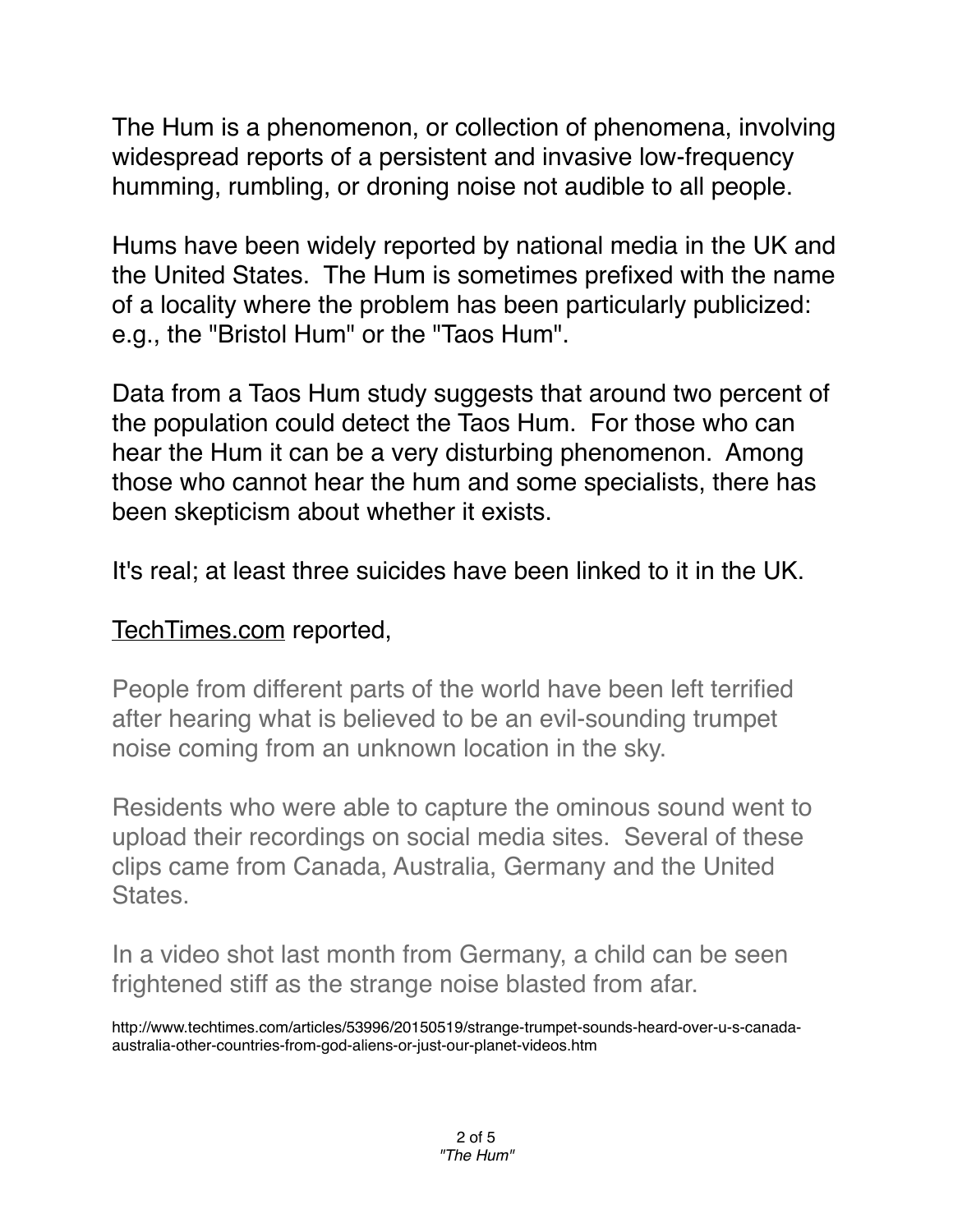The Hum is a phenomenon, or collection of phenomena, involving widespread reports of a persistent and invasive low-frequency humming, rumbling, or droning noise not audible to all people.

Hums have been widely reported by national media in the UK and the United States. The Hum is sometimes prefixed with the name of a locality where the problem has been particularly publicized: e.g., the "Bristol Hum" or the "Taos Hum".

Data from a Taos Hum study suggests that around two percent of the population could detect the Taos Hum. For those who can hear the Hum it can be a very disturbing phenomenon. Among those who cannot hear the hum and some specialists, there has been skepticism about whether it exists.

It's real; at least three suicides have been linked to it in the UK.

TechTimes.com reported,

> People from different parts of the world have been left terrified after hearing what is believed to be an evil-sounding trumpet noise coming from an unknown location in the sky.
>
> Residents who were able to capture the ominous sound went to upload their recordings on social media sites. Several of these clips came from Canada, Australia, Germany and the United States.
>
> In a video shot last month from Germany, a child can be seen frightened stiff as the strange noise blasted from afar.

http://www.techtimes.com/articles/53996/20150519/strange-trumpet-sounds-heard-over-u-s-canada-australia-other-countries-from-god-aliens-or-just-our-planet-videos.htm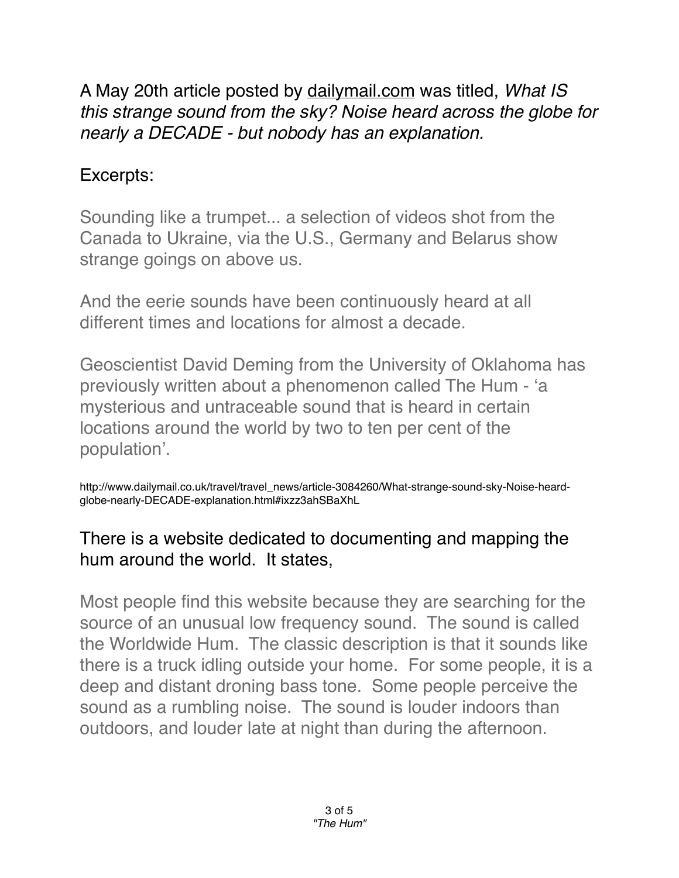A May 20th article posted by dailymail.com was titled, *What IS this strange sound from the sky? Noise heard across the globe for nearly a DECADE - but nobody has an explanation.*

Excerpts:

> Sounding like a trumpet... a selection of videos shot from the Canada to Ukraine, via the U.S., Germany and Belarus show strange goings on above us.
>
> And the eerie sounds have been continuously heard at all different times and locations for almost a decade.
>
> Geoscientist David Deming from the University of Oklahoma has previously written about a phenomenon called The Hum - 'a mysterious and untraceable sound that is heard in certain locations around the world by two to ten per cent of the population'.

http://www.dailymail.co.uk/travel/travel_news/article-3084260/What-strange-sound-sky-Noise-heard-globe-nearly-DECADE-explanation.html#ixzz3ahSBaXhL

There is a website dedicated to documenting and mapping the hum around the world. It states,

> Most people find this website because they are searching for the source of an unusual low frequency sound. The sound is called the Worldwide Hum. The classic description is that it sounds like there is a truck idling outside your home. For some people, it is a deep and distant droning bass tone. Some people perceive the sound as a rumbling noise. The sound is louder indoors than outdoors, and louder late at night than during the afternoon.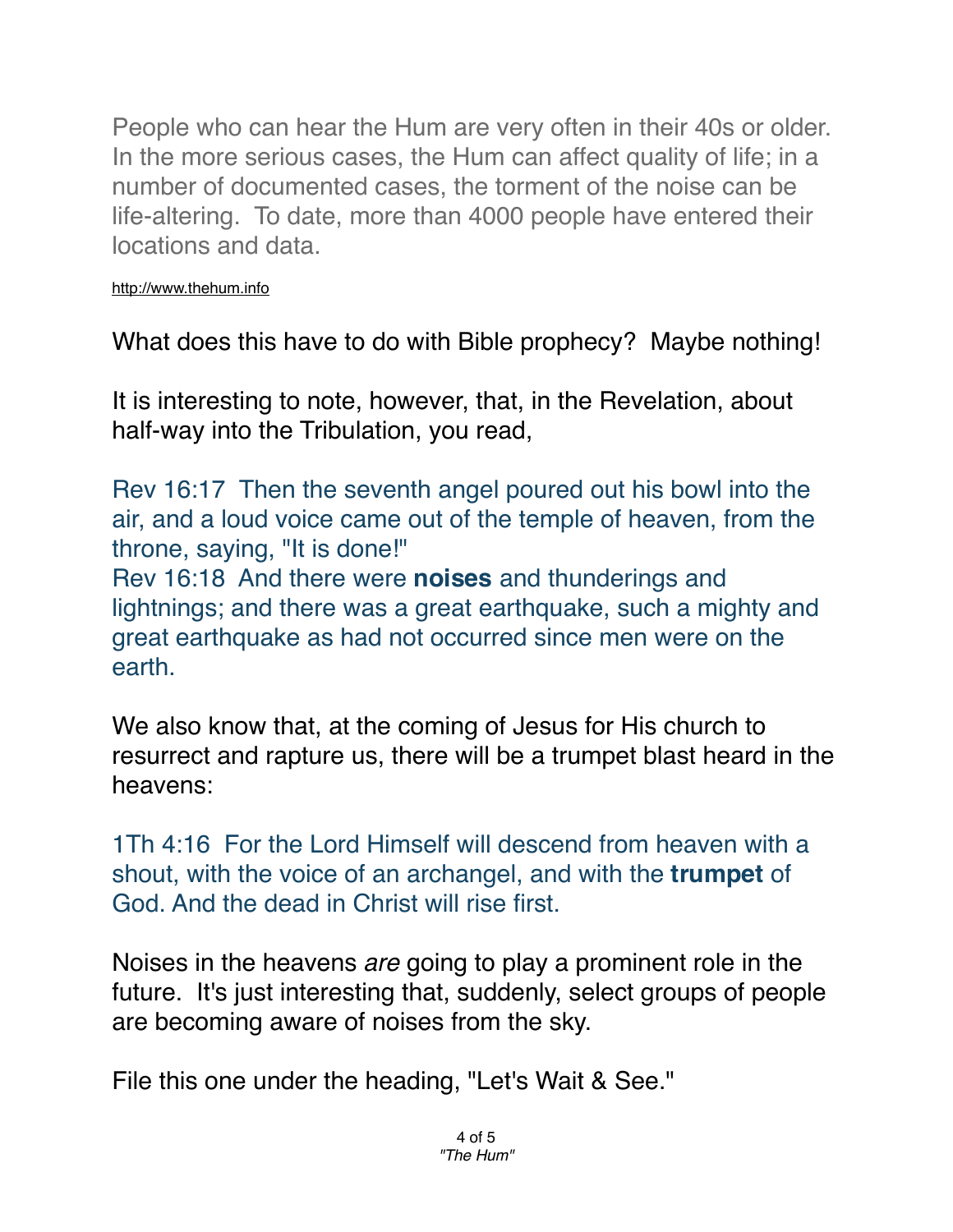People who can hear the Hum are very often in their 40s or older. In the more serious cases, the Hum can affect quality of life; in a number of documented cases, the torment of the noise can be life-altering. To date, more than 4000 people have entered their locations and data.

http://www.thehum.info

What does this have to do with Bible prophecy? Maybe nothing!

It is interesting to note, however, that, in the Revelation, about half-way into the Tribulation, you read,

Rev 16:17 Then the seventh angel poured out his bowl into the air, and a loud voice came out of the temple of heaven, from the throne, saying, "It is done!"
Rev 16:18 And there were **noises** and thunderings and lightnings; and there was a great earthquake, such a mighty and great earthquake as had not occurred since men were on the earth.

We also know that, at the coming of Jesus for His church to resurrect and rapture us, there will be a trumpet blast heard in the heavens:

1Th 4:16 For the Lord Himself will descend from heaven with a shout, with the voice of an archangel, and with the **trumpet** of God. And the dead in Christ will rise first.

Noises in the heavens *are* going to play a prominent role in the future. It's just interesting that, suddenly, select groups of people are becoming aware of noises from the sky.

File this one under the heading, "Let's Wait & See."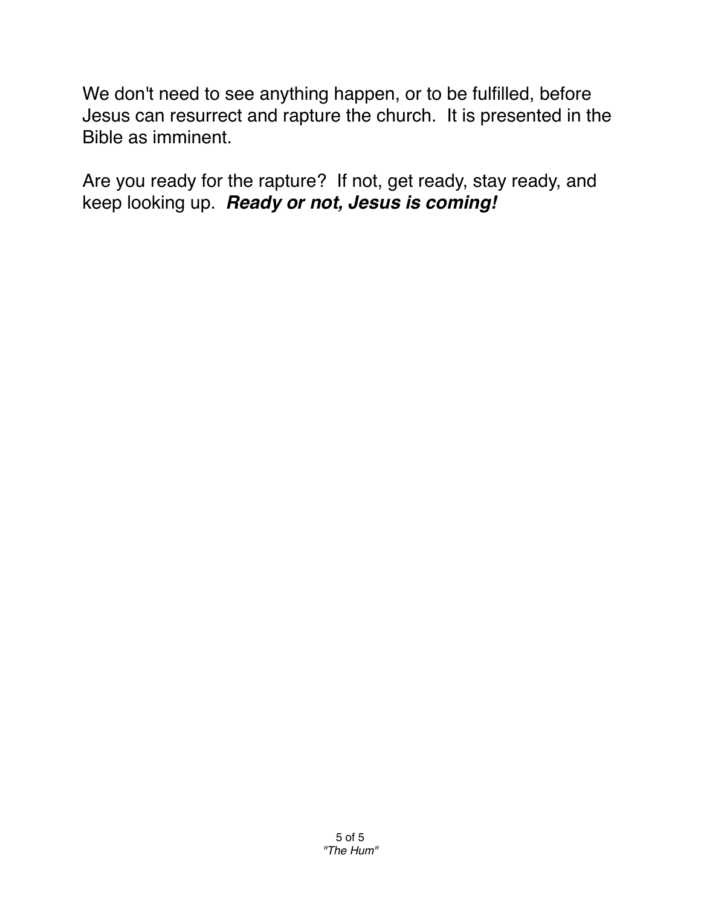We don't need to see anything happen, or to be fulfilled, before Jesus can resurrect and rapture the church. It is presented in the Bible as imminent.

Are you ready for the rapture? If not, get ready, stay ready, and keep looking up. ***Ready or not, Jesus is coming!***